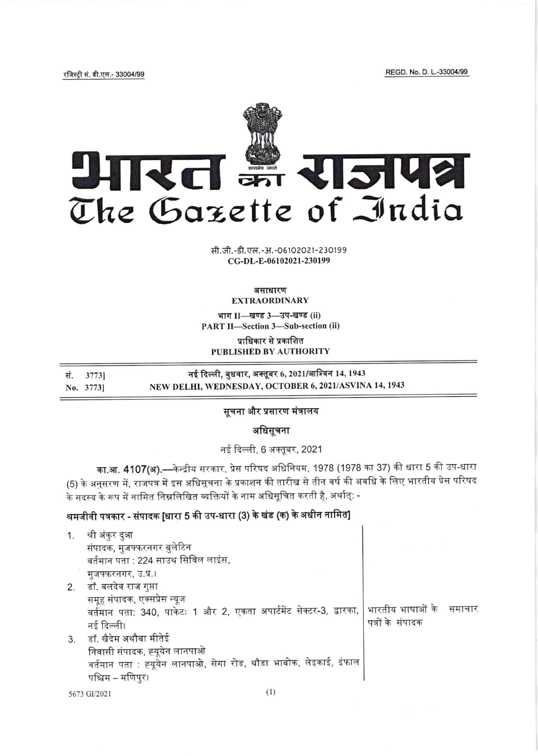रजिस्ट्री सं. डी.एल.- 33004/99 REGD. No. D. L.-33004/99

# भारत का राजपत्र
# The Gazette of India

सी.जी.-डी.एल.-अ.-06102021-230199
**CG-DL-E-06102021-230199**

**असाधारण**
**EXTRAORDINARY**

**भाग II—खण्ड 3—उप-खण्ड (ii)**
**PART II—Section 3—Sub-section (ii)**

**प्राधिकार से प्रकाशित**
**PUBLISHED BY AUTHORITY**

| | |
|---|---|
| सं. 3773] | **नई दिल्ली, बुधवार, अक्तूबर 6, 2021/आश्विन 14, 1943** |
| No. 3773] | **NEW DELHI, WEDNESDAY, OCTOBER 6, 2021/ASVINA 14, 1943** |

## सूचना और प्रसारण मंत्रालय

### अधिसूचना

नई दिल्ली, 6 अक्तूबर, 2021

**का.आ. 4107(अ).**—केन्द्रीय सरकार, प्रेस परिषद अधिनियम, 1978 (1978 का 37) की धारा 5 की उप-धारा (5) के अनुसरण में, राजपत्र में इस अधिसूचना के प्रकाशन की तारीख से तीन वर्ष की अवधि के लिए भारतीय प्रेस परिषद के सदस्य के रूप में नामित निम्नलिखित व्यक्तियों के नाम अधिसूचित करती है, अर्थात्: -

**श्रमजीवी पत्रकार - संपादक [धारा 5 की उप-धारा (3) के खंड (क) के अधीन नामित]**

| | |
|---|---|
| 1. श्री अंकुर दुआ<br>संपादक, मुजफ्फरनगर बुलेटिन<br>वर्तमान पता : 224 साउथ सिविल लाइंस,<br>मुजफ्फरनगर, उ.प्र.।<br>2. डॉ. बलदेव राज गुप्ता<br>समूह संपादक, एक्सप्रेस न्यूज<br>वर्तमान पता: 340, पाकेटः 1 और 2, एकता अपार्टमेंट सेक्टर-3, द्वारका, नई दिल्ली।<br>3. डॉ. खैदेम अथौबा मीतेई<br>निवासी संपादक, ह्यूयेन लानपाओ<br>वर्तमान पता : ह्यूयेन लानपाओ, सेगा रोड, थौडा भाबोक, लेइकाई, इंफाल पश्चिम – मणिपुर। | भारतीय भाषाओं के समाचार पत्रों के संपादक |

5673 GI/2021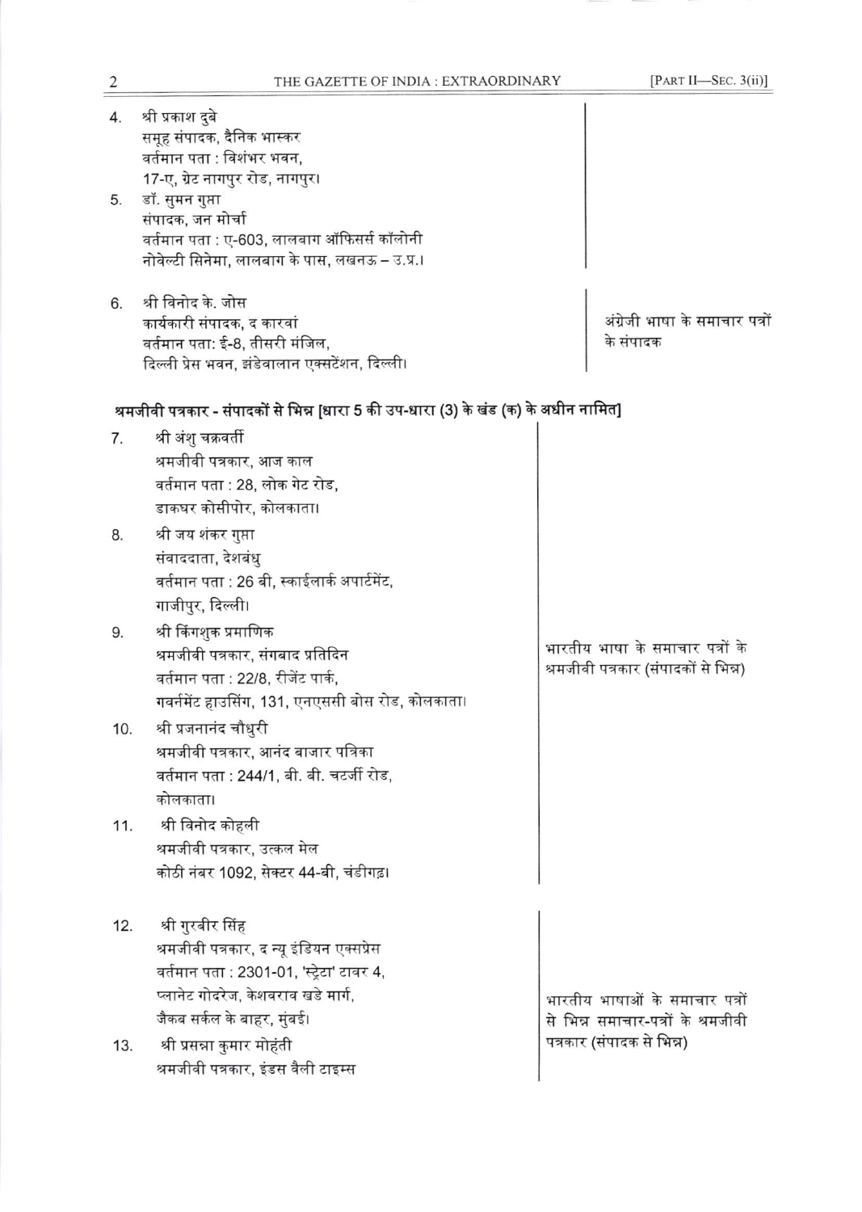4. श्री प्रकाश दुबे
   समूह संपादक, दैनिक भास्कर
   वर्तमान पता : विशंभर भवन,
   17-ए, ग्रेट नागपुर रोड, नागपुर।

5. डॉ. सुमन गुप्ता
   संपादक, जन मोर्चा
   वर्तमान पता : ए-603, लालबाग ऑफिसर्स कॉलोनी
   नोवेल्टी सिनेमा, लालबाग के पास, लखनऊ – उ.प्र.।

6. श्री विनोद के. जोस
   कार्यकारी संपादक, द कारवां
   वर्तमान पता: ई-8, तीसरी मंजिल,
   दिल्ली प्रेस भवन, झंडेवालान एक्सटेंशन, दिल्ली।

   — अंग्रेजी भाषा के समाचार पत्रों के संपादक

**श्रमजीवी पत्रकार - संपादकों से भिन्न [धारा 5 की उप-धारा (3) के खंड (क) के अधीन नामित]**

7. श्री अंशु चक्रवर्ती
   श्रमजीवी पत्रकार, आज काल
   वर्तमान पता : 28, लोक गेट रोड,
   डाकघर कोसीपोर, कोलकाता।

8. श्री जय शंकर गुप्ता
   संवाददाता, देशबंधु
   वर्तमान पता : 26 बी, स्काईलार्क अपार्टमेंट,
   गाजीपुर, दिल्ली।

9. श्री किंगशुक प्रमाणिक
   श्रमजीवी पत्रकार, संगबाद प्रतिदिन
   वर्तमान पता : 22/8, रीजेंट पार्क,
   गवर्नमेंट हाउसिंग, 131, एनएससी बोस रोड, कोलकाता।

10. श्री प्रजनानंद चौधुरी
    श्रमजीवी पत्रकार, आनंद बाजार पत्रिका
    वर्तमान पता : 244/1, बी. बी. चटर्जी रोड,
    कोलकाता।

11. श्री विनोद कोहली
    श्रमजीवी पत्रकार, उत्कल मेल
    कोठी नंबर 1092, सेक्टर 44-बी, चंडीगढ़।

    — भारतीय भाषा के समाचार पत्रों के श्रमजीवी पत्रकार (संपादकों से भिन्न)

12. श्री गुरबीर सिंह
    श्रमजीवी पत्रकार, द न्यू इंडियन एक्सप्रेस
    वर्तमान पता : 2301-01, 'स्ट्रेटा' टावर 4,
    प्लानेट गोदरेज, केशवराव खडे मार्ग,
    जैकब सर्कल के बाहर, मुंबई।

13. श्री प्रसन्ना कुमार मोहंती
    श्रमजीवी पत्रकार, इंडस वैली टाइम्स

    — भारतीय भाषाओं के समाचार पत्रों से भिन्न समाचार-पत्रों के श्रमजीवी पत्रकार (संपादक से भिन्न)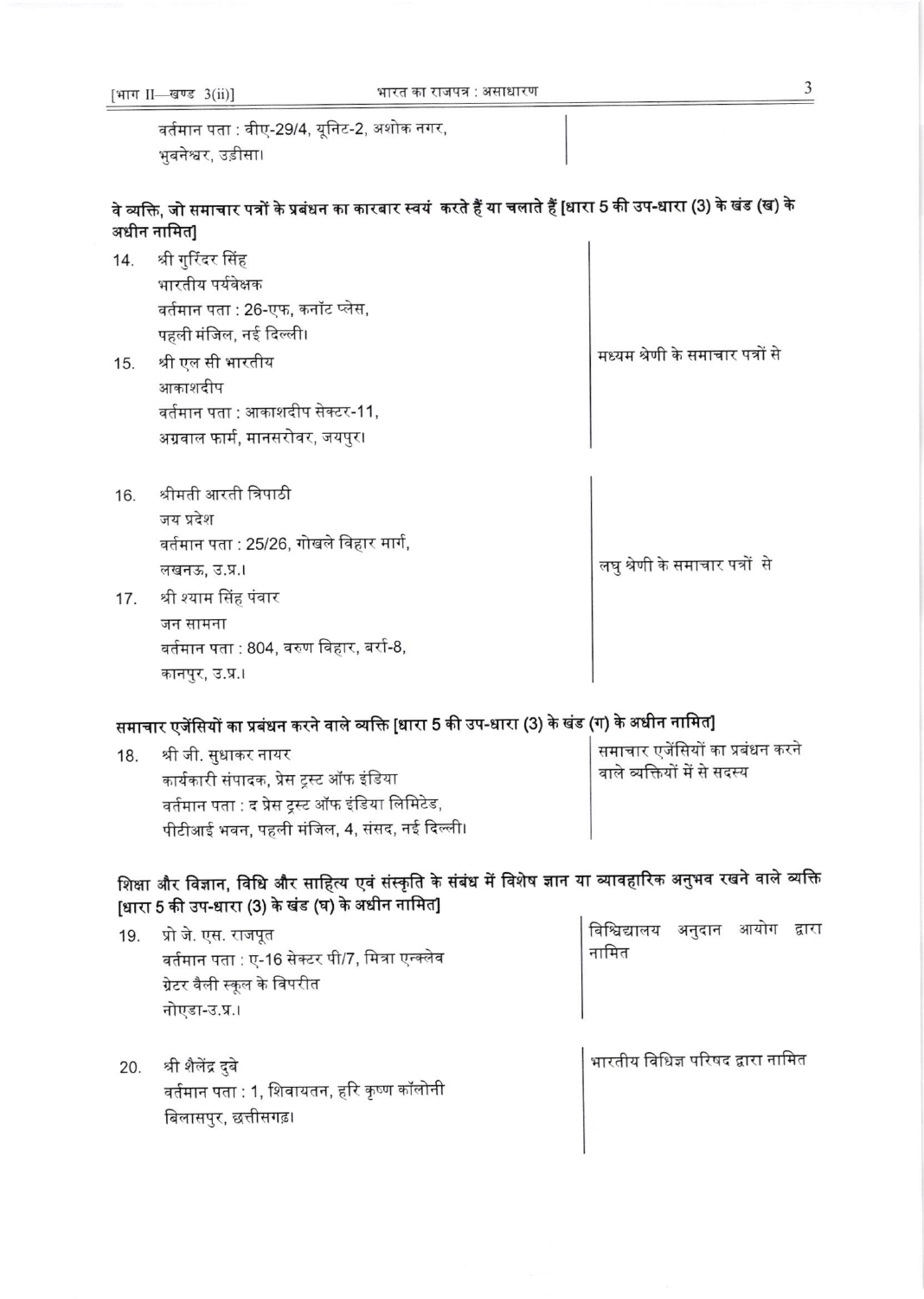वर्तमान पता : वीए-29/4, यूनिट-2, अशोक नगर,
भुवनेश्वर, उड़ीसा।

**वे व्यक्ति, जो समाचार पत्रों के प्रबंधन का कारबार स्वयं करते हैं या चलाते हैं [धारा 5 की उप-धारा (3) के खंड (ख) के अधीन नामित]**

| | | |
|---|---|---|
| 14. | श्री गुरिंदर सिंह<br>भारतीय पर्यवेक्षक<br>वर्तमान पता : 26-एफ, कनॉट प्लेस,<br>पहली मंजिल, नई दिल्ली। | मध्यम श्रेणी के समाचार पत्रों से |
| 15. | श्री एल सी भारतीय<br>आकाशदीप<br>वर्तमान पता : आकाशदीप सेक्टर-11,<br>अग्रवाल फार्म, मानसरोवर, जयपुर। | |
| 16. | श्रीमती आरती त्रिपाठी<br>जय प्रदेश<br>वर्तमान पता : 25/26, गोखले विहार मार्ग,<br>लखनऊ, उ.प्र.। | लघु श्रेणी के समाचार पत्रों से |
| 17. | श्री श्याम सिंह पंवार<br>जन सामना<br>वर्तमान पता : 804, वरुण विहार, बर्रा-8,<br>कानपुर, उ.प्र.। | |

**समाचार एजेंसियों का प्रबंधन करने वाले व्यक्ति [धारा 5 की उप-धारा (3) के खंड (ग) के अधीन नामित]**

| | | |
|---|---|---|
| 18. | श्री जी. सुधाकर नायर<br>कार्यकारी संपादक, प्रेस ट्रस्ट ऑफ इंडिया<br>वर्तमान पता : द प्रेस ट्रस्ट ऑफ इंडिया लिमिटेड,<br>पीटीआई भवन, पहली मंजिल, 4, संसद, नई दिल्ली। | समाचार एजेंसियों का प्रबंधन करने वाले व्यक्तियों में से सदस्य |

**शिक्षा और विज्ञान, विधि और साहित्य एवं संस्कृति के संबंध में विशेष ज्ञान या व्यावहारिक अनुभव रखने वाले व्यक्ति [धारा 5 की उप-धारा (3) के खंड (घ) के अधीन नामित]**

| | | |
|---|---|---|
| 19. | प्रो जे. एस. राजपूत<br>वर्तमान पता : ए-16 सेक्टर पी/7, मित्रा एन्क्लेव<br>ग्रेटर वैली स्कूल के विपरीत<br>नोएडा-उ.प्र.। | विश्विद्यालय अनुदान आयोग द्वारा नामित |
| 20. | श्री शैलेंद्र दुबे<br>वर्तमान पता : 1, शिवायतन, हरि कृष्ण कॉलोनी<br>बिलासपुर, छत्तीसगढ़। | भारतीय विधिज्ञ परिषद द्वारा नामित |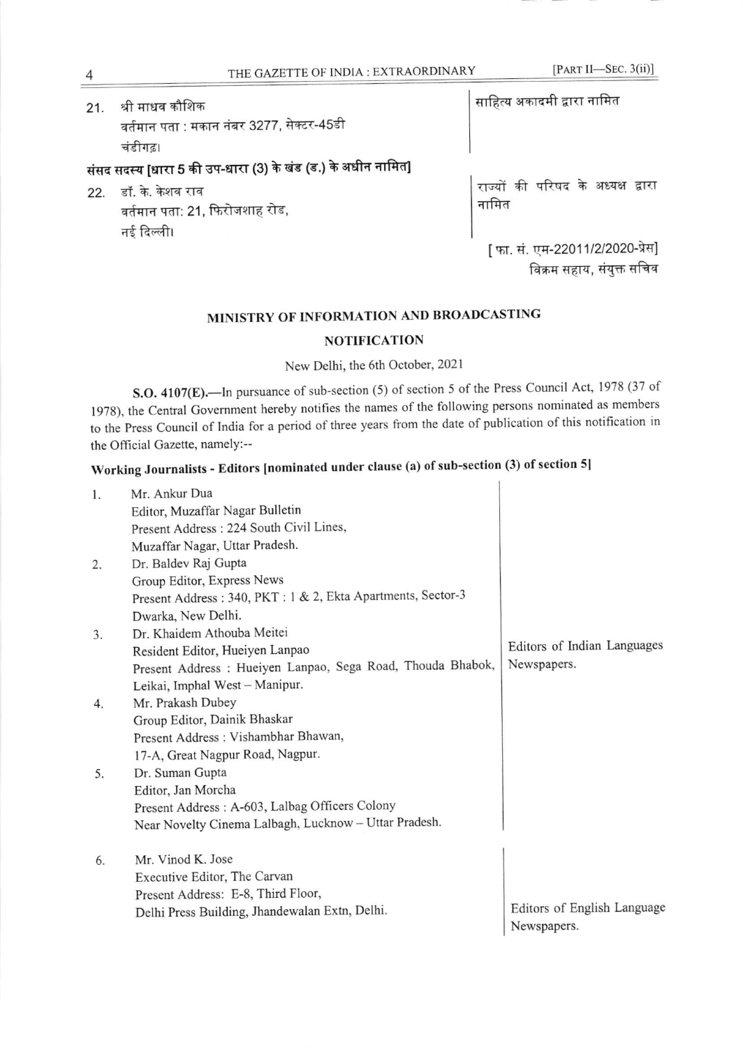21. श्री माधव कौशिक
वर्तमान पता : मकान नंबर 3277, सेक्टर-45डी
चंडीगढ़।

साहित्य अकादमी द्वारा नामित

**संसद सदस्य [धारा 5 की उप-धारा (3) के खंड (ङ.) के अधीन नामित]**

22. डॉ. के. केशव राव
वर्तमान पता: 21, फिरोजशाह रोड,
नई दिल्ली।

राज्यों की परिषद के अध्यक्ष द्वारा नामित

[फा. सं. एम-22011/2/2020-प्रेस]
विक्रम सहाय, संयुक्त सचिव

## MINISTRY OF INFORMATION AND BROADCASTING

### NOTIFICATION

New Delhi, the 6th October, 2021

**S.O. 4107(E).**—In pursuance of sub-section (5) of section 5 of the Press Council Act, 1978 (37 of 1978), the Central Government hereby notifies the names of the following persons nominated as members to the Press Council of India for a period of three years from the date of publication of this notification in the Official Gazette, namely:--

**Working Journalists - Editors [nominated under clause (a) of sub-section (3) of section 5]**

| | | |
|---|---|---|
| 1. | Mr. Ankur Dua<br>Editor, Muzaffar Nagar Bulletin<br>Present Address : 224 South Civil Lines,<br>Muzaffar Nagar, Uttar Pradesh. | Editors of Indian Languages Newspapers. |
| 2. | Dr. Baldev Raj Gupta<br>Group Editor, Express News<br>Present Address : 340, PKT : 1 & 2, Ekta Apartments, Sector-3<br>Dwarka, New Delhi. | |
| 3. | Dr. Khaidem Athouba Meitei<br>Resident Editor, Hueiyen Lanpao<br>Present Address : Hueiyen Lanpao, Sega Road, Thouda Bhabok, Leikai, Imphal West – Manipur. | |
| 4. | Mr. Prakash Dubey<br>Group Editor, Dainik Bhaskar<br>Present Address : Vishambhar Bhawan,<br>17-A, Great Nagpur Road, Nagpur. | |
| 5. | Dr. Suman Gupta<br>Editor, Jan Morcha<br>Present Address : A-603, Lalbag Officers Colony<br>Near Novelty Cinema Lalbagh, Lucknow – Uttar Pradesh. | |
| 6. | Mr. Vinod K. Jose<br>Executive Editor, The Carvan<br>Present Address: E-8, Third Floor,<br>Delhi Press Building, Jhandewalan Extn, Delhi. | Editors of English Language Newspapers. |